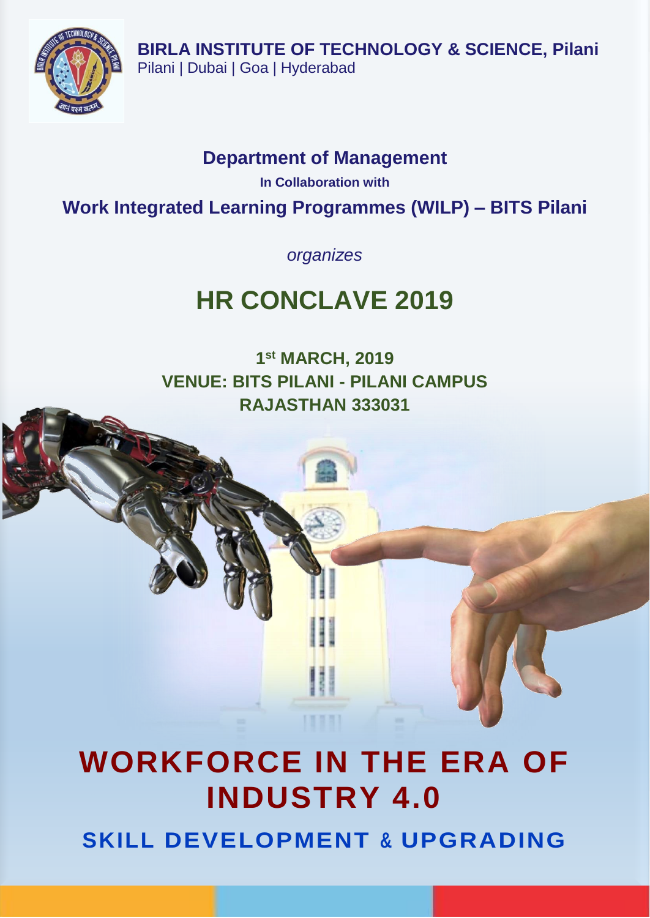**BIRLA INSTITUTE OF TECHNOLOGY & SCIENCE, Pilani**
Pilani | Dubai | Goa | Hyderabad

## Department of Management

**In Collaboration with**

## Work Integrated Learning Programmes (WILP) – BITS Pilani

*organizes*

# HR CONCLAVE 2019

**1st MARCH, 2019**
**VENUE: BITS PILANI - PILANI CAMPUS**
**RAJASTHAN 333031**

# WORKFORCE IN THE ERA OF INDUSTRY 4.0

## SKILL DEVELOPMENT & UPGRADING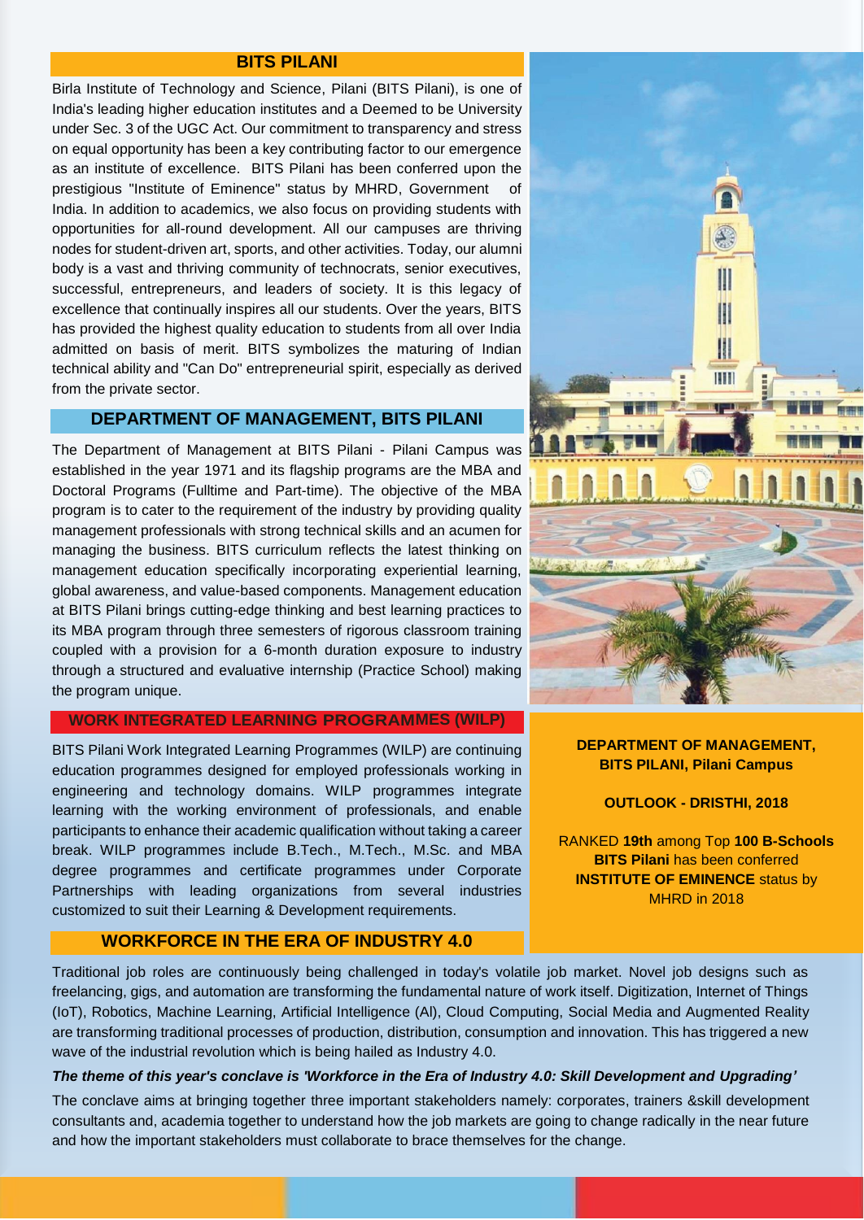## BITS PILANI

Birla Institute of Technology and Science, Pilani (BITS Pilani), is one of India's leading higher education institutes and a Deemed to be University under Sec. 3 of the UGC Act. Our commitment to transparency and stress on equal opportunity has been a key contributing factor to our emergence as an institute of excellence. BITS Pilani has been conferred upon the prestigious "Institute of Eminence" status by MHRD, Government of India. In addition to academics, we also focus on providing students with opportunities for all-round development. All our campuses are thriving nodes for student-driven art, sports, and other activities. Today, our alumni body is a vast and thriving community of technocrats, senior executives, successful, entrepreneurs, and leaders of society. It is this legacy of excellence that continually inspires all our students. Over the years, BITS has provided the highest quality education to students from all over India admitted on basis of merit. BITS symbolizes the maturing of Indian technical ability and "Can Do" entrepreneurial spirit, especially as derived from the private sector.

## DEPARTMENT OF MANAGEMENT, BITS PILANI

The Department of Management at BITS Pilani - Pilani Campus was established in the year 1971 and its flagship programs are the MBA and Doctoral Programs (Fulltime and Part-time). The objective of the MBA program is to cater to the requirement of the industry by providing quality management professionals with strong technical skills and an acumen for managing the business. BITS curriculum reflects the latest thinking on management education specifically incorporating experiential learning, global awareness, and value-based components. Management education at BITS Pilani brings cutting-edge thinking and best learning practices to its MBA program through three semesters of rigorous classroom training coupled with a provision for a 6-month duration exposure to industry through a structured and evaluative internship (Practice School) making the program unique.

## WORK INTEGRATED LEARNING PROGRAMMES (WILP)

BITS Pilani Work Integrated Learning Programmes (WILP) are continuing education programmes designed for employed professionals working in engineering and technology domains. WILP programmes integrate learning with the working environment of professionals, and enable participants to enhance their academic qualification without taking a career break. WILP programmes include B.Tech., M.Tech., M.Sc. and MBA degree programmes and certificate programmes under Corporate Partnerships with leading organizations from several industries customized to suit their Learning & Development requirements.

**DEPARTMENT OF MANAGEMENT, BITS PILANI, Pilani Campus**

**OUTLOOK - DRISTHI, 2018**

RANKED **19th** among Top **100 B-Schools**
**BITS Pilani** has been conferred **INSTITUTE OF EMINENCE** status by MHRD in 2018

## WORKFORCE IN THE ERA OF INDUSTRY 4.0

Traditional job roles are continuously being challenged in today's volatile job market. Novel job designs such as freelancing, gigs, and automation are transforming the fundamental nature of work itself. Digitization, Internet of Things (IoT), Robotics, Machine Learning, Artificial Intelligence (Al), Cloud Computing, Social Media and Augmented Reality are transforming traditional processes of production, distribution, consumption and innovation. This has triggered a new wave of the industrial revolution which is being hailed as Industry 4.0.

***The theme of this year's conclave is 'Workforce in the Era of Industry 4.0: Skill Development and Upgrading'***

The conclave aims at bringing together three important stakeholders namely: corporates, trainers &skill development consultants and, academia together to understand how the job markets are going to change radically in the near future and how the important stakeholders must collaborate to brace themselves for the change.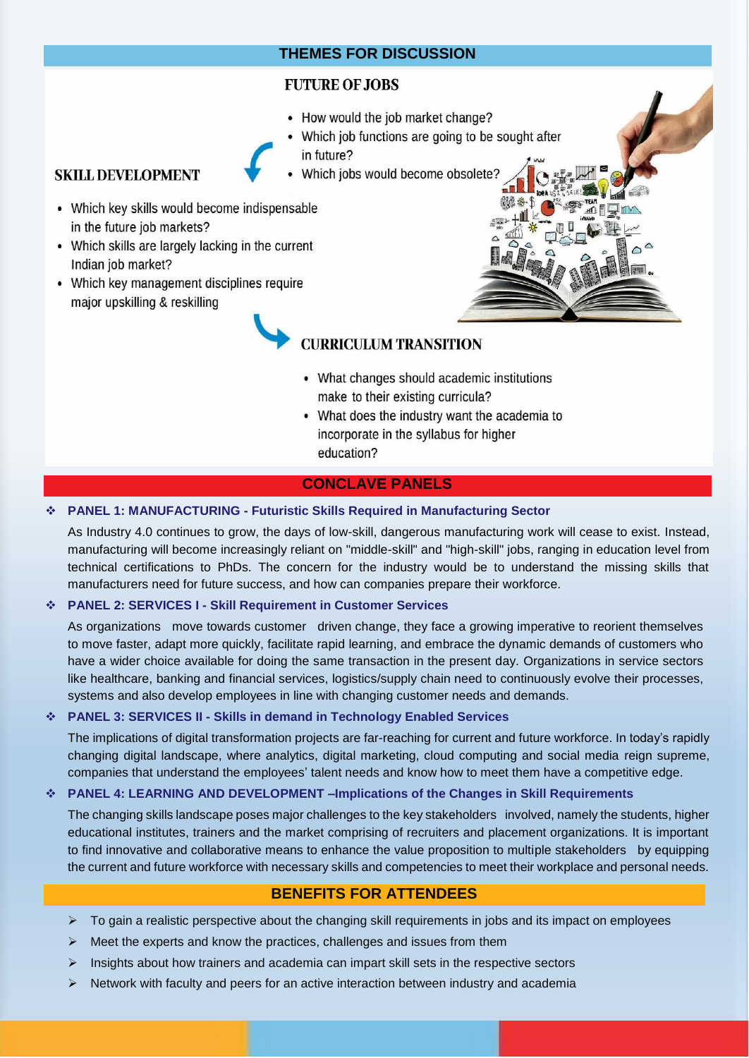## THEMES FOR DISCUSSION

### FUTURE OF JOBS

- How would the job market change?
- Which job functions are going to be sought after in future?
- Which jobs would become obsolete?

### SKILL DEVELOPMENT

- Which key skills would become indispensable in the future job markets?
- Which skills are largely lacking in the current Indian job market?
- Which key management disciplines require major upskilling & reskilling

### CURRICULUM TRANSITION

- What changes should academic institutions make to their existing curricula?
- What does the industry want the academia to incorporate in the syllabus for higher education?

## CONCLAVE PANELS

- **PANEL 1: MANUFACTURING - Futuristic Skills Required in Manufacturing Sector**

  As Industry 4.0 continues to grow, the days of low-skill, dangerous manufacturing work will cease to exist. Instead, manufacturing will become increasingly reliant on "middle-skill" and "high-skill" jobs, ranging in education level from technical certifications to PhDs. The concern for the industry would be to understand the missing skills that manufacturers need for future success, and how can companies prepare their workforce.

- **PANEL 2: SERVICES I - Skill Requirement in Customer Services**

  As organizations move towards customer driven change, they face a growing imperative to reorient themselves to move faster, adapt more quickly, facilitate rapid learning, and embrace the dynamic demands of customers who have a wider choice available for doing the same transaction in the present day. Organizations in service sectors like healthcare, banking and financial services, logistics/supply chain need to continuously evolve their processes, systems and also develop employees in line with changing customer needs and demands.

- **PANEL 3: SERVICES II - Skills in demand in Technology Enabled Services**

  The implications of digital transformation projects are far-reaching for current and future workforce. In today's rapidly changing digital landscape, where analytics, digital marketing, cloud computing and social media reign supreme, companies that understand the employees' talent needs and know how to meet them have a competitive edge.

- **PANEL 4: LEARNING AND DEVELOPMENT –Implications of the Changes in Skill Requirements**

  The changing skills landscape poses major challenges to the key stakeholders involved, namely the students, higher educational institutes, trainers and the market comprising of recruiters and placement organizations. It is important to find innovative and collaborative means to enhance the value proposition to multiple stakeholders by equipping the current and future workforce with necessary skills and competencies to meet their workplace and personal needs.

## BENEFITS FOR ATTENDEES

- To gain a realistic perspective about the changing skill requirements in jobs and its impact on employees
- Meet the experts and know the practices, challenges and issues from them
- Insights about how trainers and academia can impart skill sets in the respective sectors
- Network with faculty and peers for an active interaction between industry and academia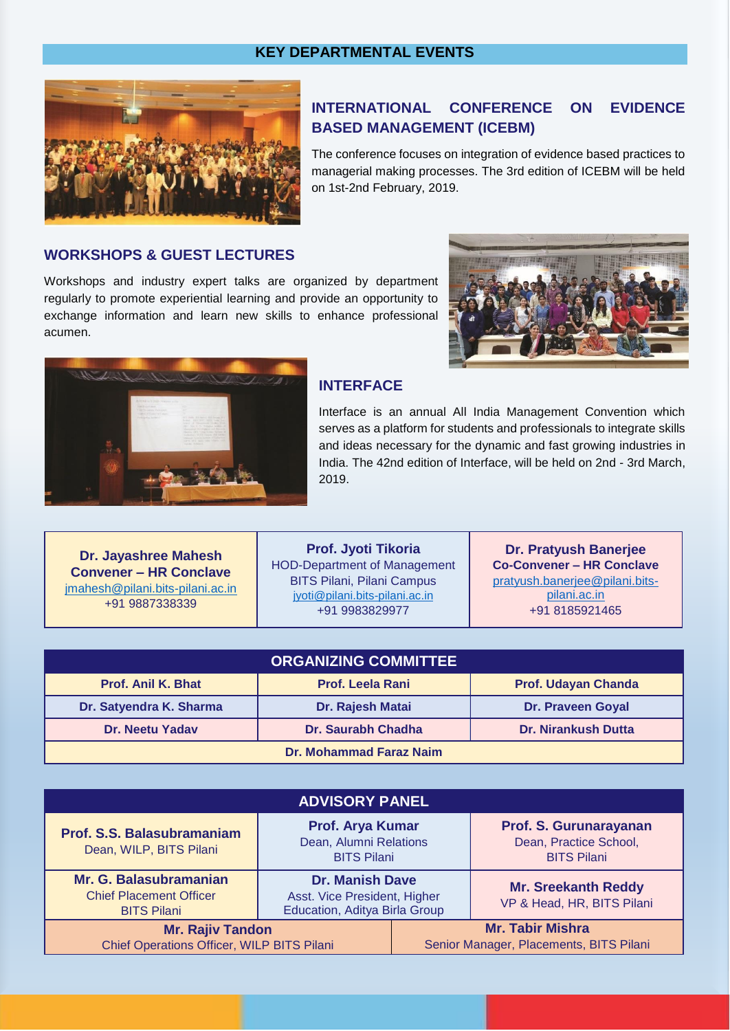## KEY DEPARTMENTAL EVENTS

### INTERNATIONAL CONFERENCE ON EVIDENCE BASED MANAGEMENT (ICEBM)

The conference focuses on integration of evidence based practices to managerial making processes. The 3rd edition of ICEBM will be held on 1st-2nd February, 2019.

### WORKSHOPS & GUEST LECTURES

Workshops and industry expert talks are organized by department regularly to promote experiential learning and provide an opportunity to exchange information and learn new skills to enhance professional acumen.

### INTERFACE

Interface is an annual All India Management Convention which serves as a platform for students and professionals to integrate skills and ideas necessary for the dynamic and fast growing industries in India. The 42nd edition of Interface, will be held on 2nd - 3rd March, 2019.

| | | |
|---|---|---|
| **Dr. Jayashree Mahesh**<br>**Convener – HR Conclave**<br>jmahesh@pilani.bits-pilani.ac.in<br>+91 9887338339 | **Prof. Jyoti Tikoria**<br>HOD-Department of Management<br>BITS Pilani, Pilani Campus<br>jyoti@pilani.bits-pilani.ac.in<br>+91 9983829977 | **Dr. Pratyush Banerjee**<br>**Co-Convener – HR Conclave**<br>pratyush.banerjee@pilani.bits-pilani.ac.in<br>+91 8185921465 |

| ORGANIZING COMMITTEE | | |
|---|---|---|
| **Prof. Anil K. Bhat** | **Prof. Leela Rani** | **Prof. Udayan Chanda** |
| **Dr. Satyendra K. Sharma** | **Dr. Rajesh Matai** | **Dr. Praveen Goyal** |
| **Dr. Neetu Yadav** | **Dr. Saurabh Chadha** | **Dr. Nirankush Dutta** |
| **Dr. Mohammad Faraz Naim** | | |

| ADVISORY PANEL | | |
|---|---|---|
| **Prof. S.S. Balasubramaniam**<br>Dean, WILP, BITS Pilani | **Prof. Arya Kumar**<br>Dean, Alumni Relations<br>BITS Pilani | **Prof. S. Gurunarayanan**<br>Dean, Practice School,<br>BITS Pilani |
| **Mr. G. Balasubramanian**<br>Chief Placement Officer<br>BITS Pilani | **Dr. Manish Dave**<br>Asst. Vice President, Higher Education, Aditya Birla Group | **Mr. Sreekanth Reddy**<br>VP & Head, HR, BITS Pilani |
| **Mr. Rajiv Tandon**<br>Chief Operations Officer, WILP BITS Pilani | **Mr. Tabir Mishra**<br>Senior Manager, Placements, BITS Pilani | |